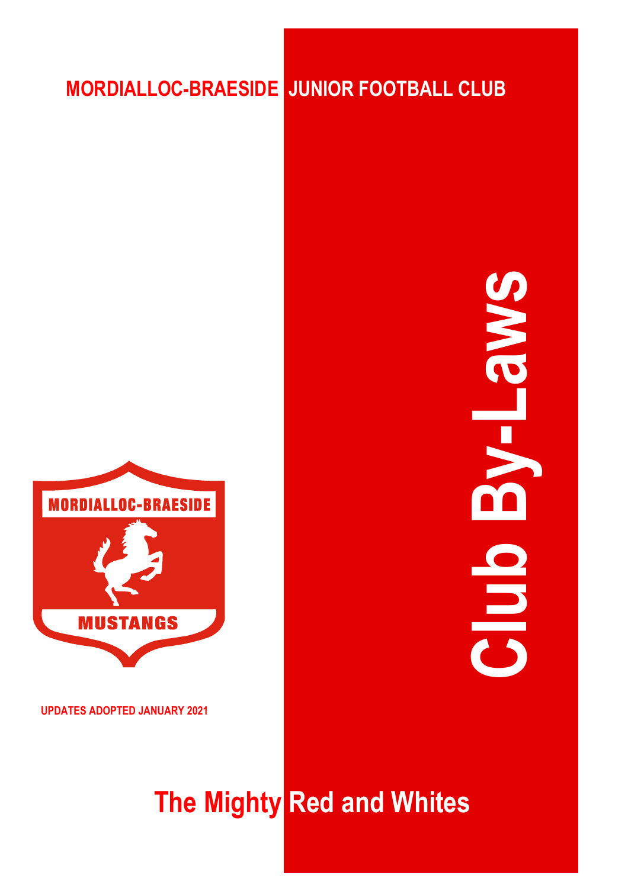# MORDIALLOC-BRAESIDE JUNIOR FOOTBALL CLUB

# Club By-Laws

MORDIALLOC-BRAESIDE

MUSTANGS

**UPDATES ADOPTED JANUARY 2021**

## The Mighty Red and Whites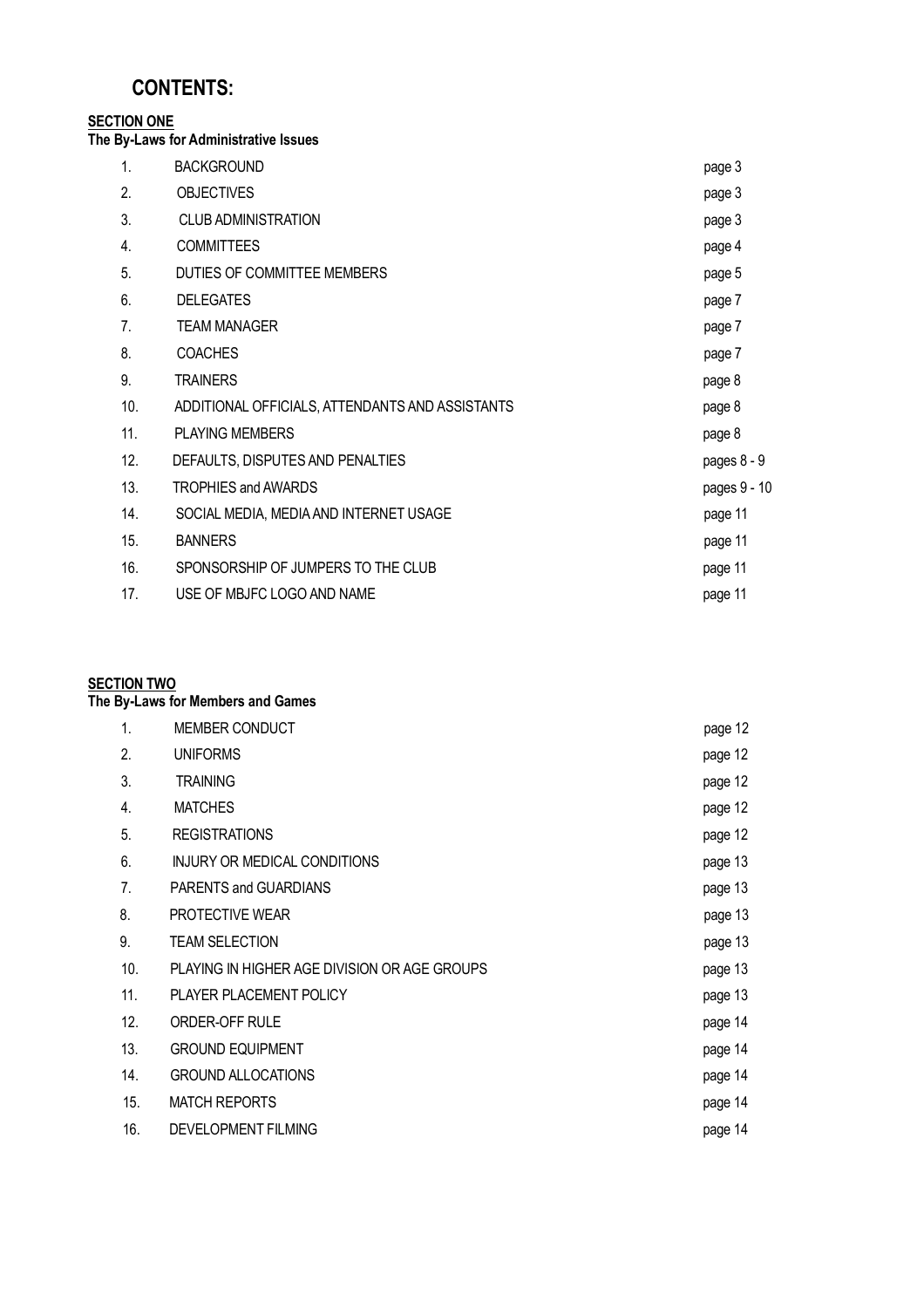# CONTENTS:

**SECTION ONE**

**The By-Laws for Administrative Issues**

| | | |
|---|---|---|
| 1. | BACKGROUND | page 3 |
| 2. | OBJECTIVES | page 3 |
| 3. | CLUB ADMINISTRATION | page 3 |
| 4. | COMMITTEES | page 4 |
| 5. | DUTIES OF COMMITTEE MEMBERS | page 5 |
| 6. | DELEGATES | page 7 |
| 7. | TEAM MANAGER | page 7 |
| 8. | COACHES | page 7 |
| 9. | TRAINERS | page 8 |
| 10. | ADDITIONAL OFFICIALS, ATTENDANTS AND ASSISTANTS | page 8 |
| 11. | PLAYING MEMBERS | page 8 |
| 12. | DEFAULTS, DISPUTES AND PENALTIES | pages 8 - 9 |
| 13. | TROPHIES and AWARDS | pages 9 - 10 |
| 14. | SOCIAL MEDIA, MEDIA AND INTERNET USAGE | page 11 |
| 15. | BANNERS | page 11 |
| 16. | SPONSORSHIP OF JUMPERS TO THE CLUB | page 11 |
| 17. | USE OF MBJFC LOGO AND NAME | page 11 |

**SECTION TWO**

**The By-Laws for Members and Games**

| | | |
|---|---|---|
| 1. | MEMBER CONDUCT | page 12 |
| 2. | UNIFORMS | page 12 |
| 3. | TRAINING | page 12 |
| 4. | MATCHES | page 12 |
| 5. | REGISTRATIONS | page 12 |
| 6. | INJURY OR MEDICAL CONDITIONS | page 13 |
| 7. | PARENTS and GUARDIANS | page 13 |
| 8. | PROTECTIVE WEAR | page 13 |
| 9. | TEAM SELECTION | page 13 |
| 10. | PLAYING IN HIGHER AGE DIVISION OR AGE GROUPS | page 13 |
| 11. | PLAYER PLACEMENT POLICY | page 13 |
| 12. | ORDER-OFF RULE | page 14 |
| 13. | GROUND EQUIPMENT | page 14 |
| 14. | GROUND ALLOCATIONS | page 14 |
| 15. | MATCH REPORTS | page 14 |
| 16. | DEVELOPMENT FILMING | page 14 |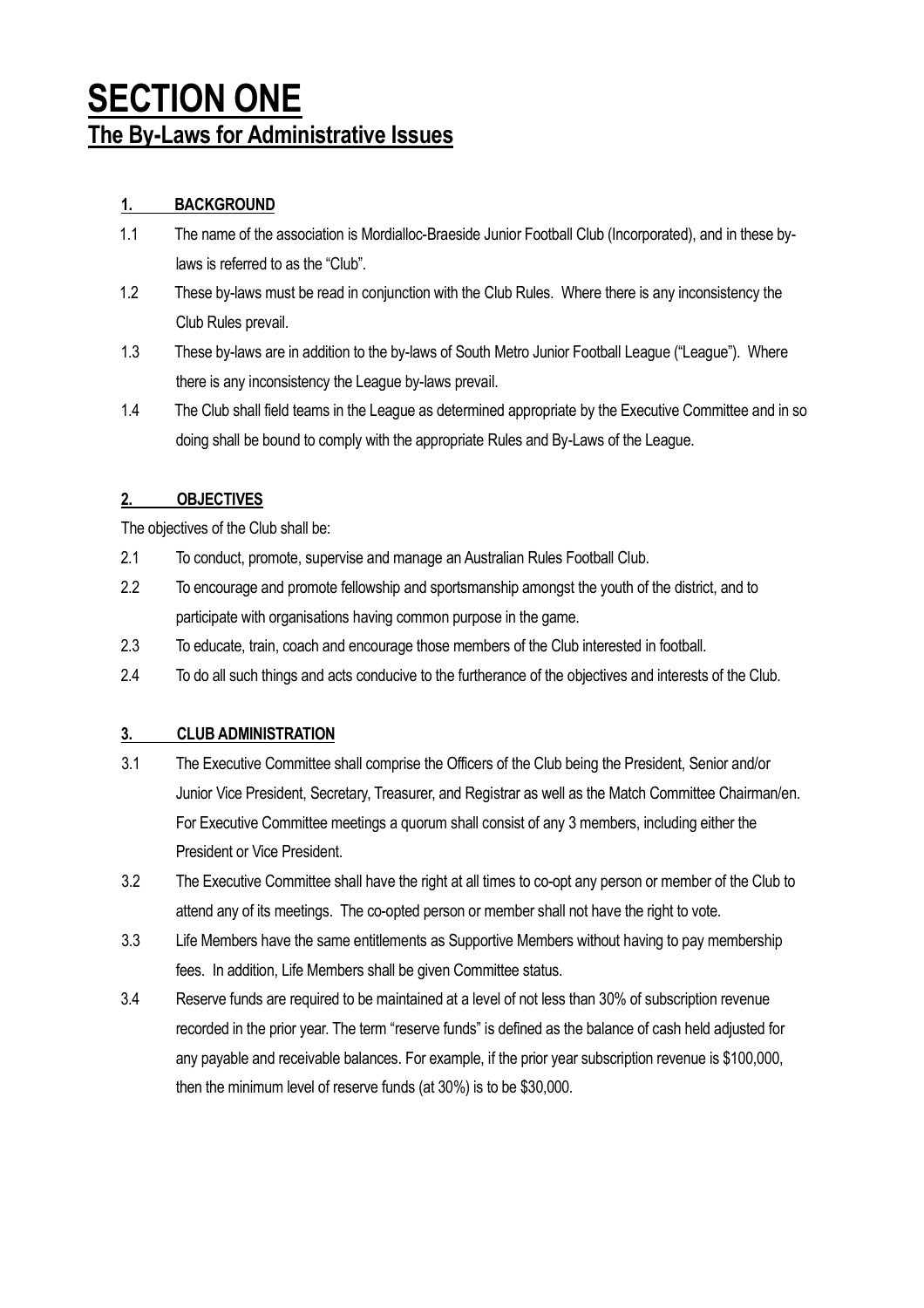# SECTION ONE

## The By-Laws for Administrative Issues

### 1. BACKGROUND

1.1 The name of the association is Mordialloc-Braeside Junior Football Club (Incorporated), and in these by-laws is referred to as the "Club".

1.2 These by-laws must be read in conjunction with the Club Rules. Where there is any inconsistency the Club Rules prevail.

1.3 These by-laws are in addition to the by-laws of South Metro Junior Football League ("League"). Where there is any inconsistency the League by-laws prevail.

1.4 The Club shall field teams in the League as determined appropriate by the Executive Committee and in so doing shall be bound to comply with the appropriate Rules and By-Laws of the League.

### 2. OBJECTIVES

The objectives of the Club shall be:

2.1 To conduct, promote, supervise and manage an Australian Rules Football Club.

2.2 To encourage and promote fellowship and sportsmanship amongst the youth of the district, and to participate with organisations having common purpose in the game.

2.3 To educate, train, coach and encourage those members of the Club interested in football.

2.4 To do all such things and acts conducive to the furtherance of the objectives and interests of the Club.

### 3. CLUB ADMINISTRATION

3.1 The Executive Committee shall comprise the Officers of the Club being the President, Senior and/or Junior Vice President, Secretary, Treasurer, and Registrar as well as the Match Committee Chairman/en. For Executive Committee meetings a quorum shall consist of any 3 members, including either the President or Vice President.

3.2 The Executive Committee shall have the right at all times to co-opt any person or member of the Club to attend any of its meetings. The co-opted person or member shall not have the right to vote.

3.3 Life Members have the same entitlements as Supportive Members without having to pay membership fees. In addition, Life Members shall be given Committee status.

3.4 Reserve funds are required to be maintained at a level of not less than 30% of subscription revenue recorded in the prior year. The term "reserve funds" is defined as the balance of cash held adjusted for any payable and receivable balances. For example, if the prior year subscription revenue is $100,000, then the minimum level of reserve funds (at 30%) is to be $30,000.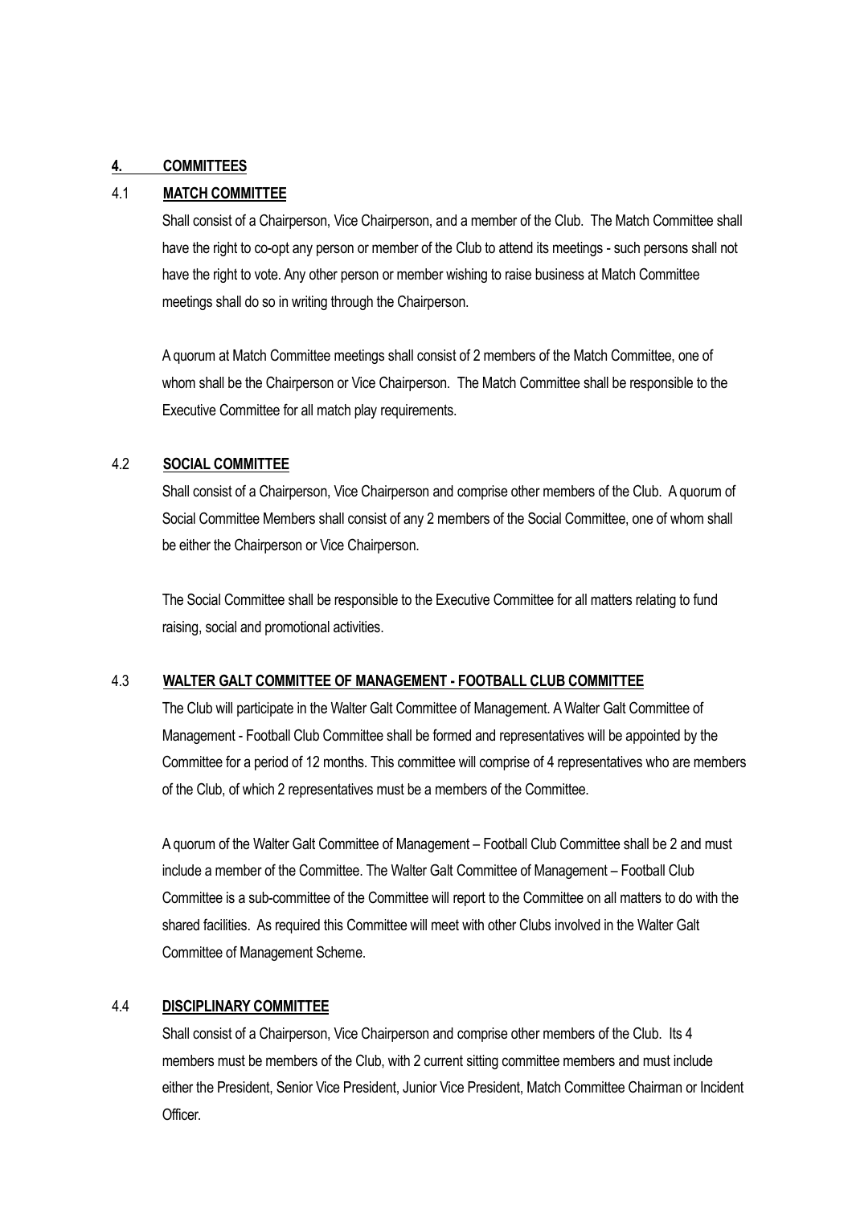## 4. COMMITTEES

### 4.1 MATCH COMMITTEE

Shall consist of a Chairperson, Vice Chairperson, and a member of the Club. The Match Committee shall have the right to co-opt any person or member of the Club to attend its meetings - such persons shall not have the right to vote. Any other person or member wishing to raise business at Match Committee meetings shall do so in writing through the Chairperson.

A quorum at Match Committee meetings shall consist of 2 members of the Match Committee, one of whom shall be the Chairperson or Vice Chairperson. The Match Committee shall be responsible to the Executive Committee for all match play requirements.

### 4.2 SOCIAL COMMITTEE

Shall consist of a Chairperson, Vice Chairperson and comprise other members of the Club. A quorum of Social Committee Members shall consist of any 2 members of the Social Committee, one of whom shall be either the Chairperson or Vice Chairperson.

The Social Committee shall be responsible to the Executive Committee for all matters relating to fund raising, social and promotional activities.

### 4.3 WALTER GALT COMMITTEE OF MANAGEMENT - FOOTBALL CLUB COMMITTEE

The Club will participate in the Walter Galt Committee of Management. A Walter Galt Committee of Management - Football Club Committee shall be formed and representatives will be appointed by the Committee for a period of 12 months. This committee will comprise of 4 representatives who are members of the Club, of which 2 representatives must be a members of the Committee.

A quorum of the Walter Galt Committee of Management – Football Club Committee shall be 2 and must include a member of the Committee. The Walter Galt Committee of Management – Football Club Committee is a sub-committee of the Committee will report to the Committee on all matters to do with the shared facilities. As required this Committee will meet with other Clubs involved in the Walter Galt Committee of Management Scheme.

### 4.4 DISCIPLINARY COMMITTEE

Shall consist of a Chairperson, Vice Chairperson and comprise other members of the Club. Its 4 members must be members of the Club, with 2 current sitting committee members and must include either the President, Senior Vice President, Junior Vice President, Match Committee Chairman or Incident Officer.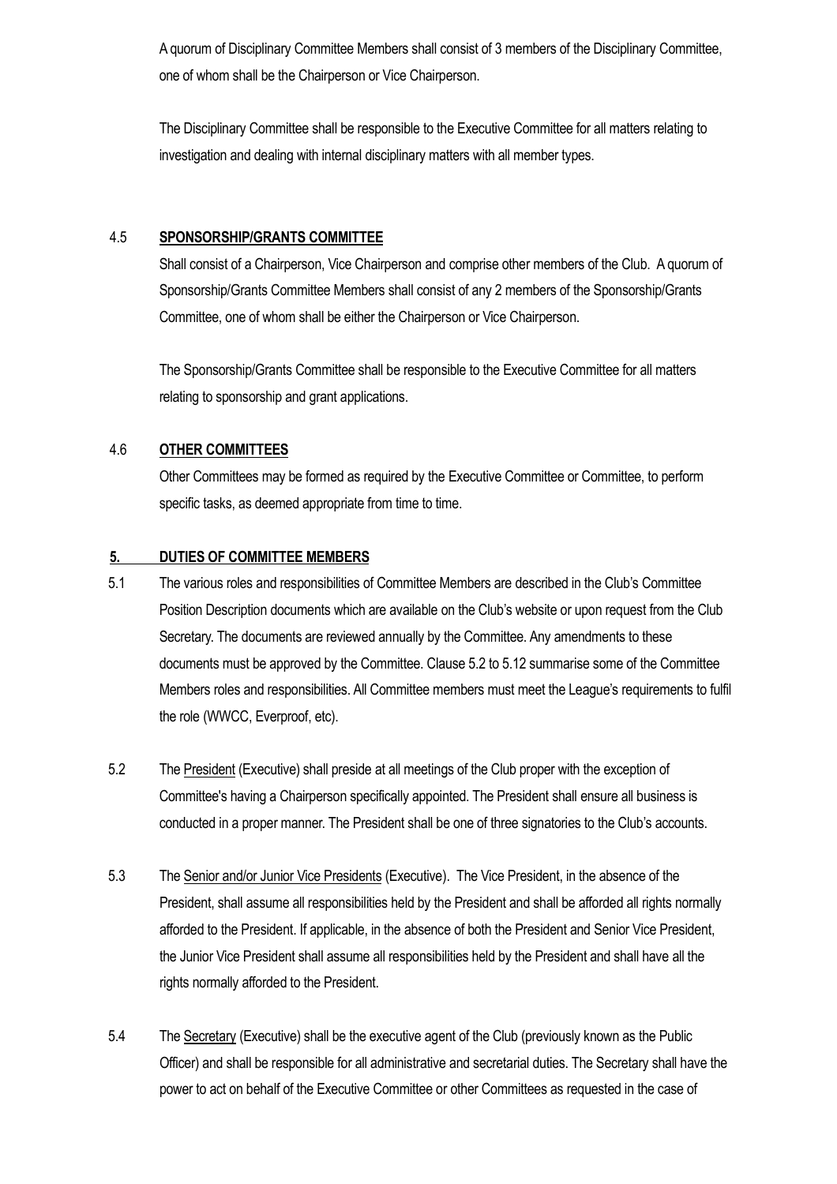A quorum of Disciplinary Committee Members shall consist of 3 members of the Disciplinary Committee, one of whom shall be the Chairperson or Vice Chairperson.

The Disciplinary Committee shall be responsible to the Executive Committee for all matters relating to investigation and dealing with internal disciplinary matters with all member types.

### 4.5 SPONSORSHIP/GRANTS COMMITTEE

Shall consist of a Chairperson, Vice Chairperson and comprise other members of the Club. A quorum of Sponsorship/Grants Committee Members shall consist of any 2 members of the Sponsorship/Grants Committee, one of whom shall be either the Chairperson or Vice Chairperson.

The Sponsorship/Grants Committee shall be responsible to the Executive Committee for all matters relating to sponsorship and grant applications.

### 4.6 OTHER COMMITTEES

Other Committees may be formed as required by the Executive Committee or Committee, to perform specific tasks, as deemed appropriate from time to time.

## 5. DUTIES OF COMMITTEE MEMBERS

5.1 The various roles and responsibilities of Committee Members are described in the Club's Committee Position Description documents which are available on the Club's website or upon request from the Club Secretary. The documents are reviewed annually by the Committee. Any amendments to these documents must be approved by the Committee. Clause 5.2 to 5.12 summarise some of the Committee Members roles and responsibilities. All Committee members must meet the League's requirements to fulfil the role (WWCC, Everproof, etc).

5.2 The President (Executive) shall preside at all meetings of the Club proper with the exception of Committee's having a Chairperson specifically appointed. The President shall ensure all business is conducted in a proper manner. The President shall be one of three signatories to the Club's accounts.

5.3 The Senior and/or Junior Vice Presidents (Executive). The Vice President, in the absence of the President, shall assume all responsibilities held by the President and shall be afforded all rights normally afforded to the President. If applicable, in the absence of both the President and Senior Vice President, the Junior Vice President shall assume all responsibilities held by the President and shall have all the rights normally afforded to the President.

5.4 The Secretary (Executive) shall be the executive agent of the Club (previously known as the Public Officer) and shall be responsible for all administrative and secretarial duties. The Secretary shall have the power to act on behalf of the Executive Committee or other Committees as requested in the case of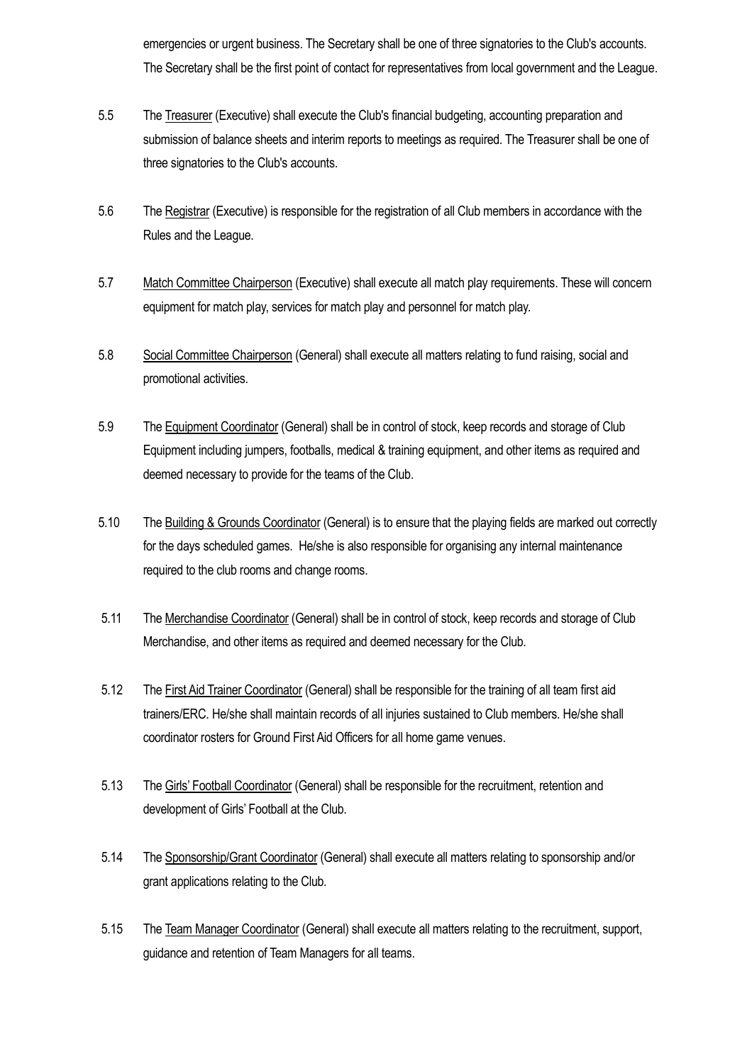emergencies or urgent business. The Secretary shall be one of three signatories to the Club's accounts. The Secretary shall be the first point of contact for representatives from local government and the League.

5.5 The Treasurer (Executive) shall execute the Club's financial budgeting, accounting preparation and submission of balance sheets and interim reports to meetings as required. The Treasurer shall be one of three signatories to the Club's accounts.

5.6 The Registrar (Executive) is responsible for the registration of all Club members in accordance with the Rules and the League.

5.7 Match Committee Chairperson (Executive) shall execute all match play requirements. These will concern equipment for match play, services for match play and personnel for match play.

5.8 Social Committee Chairperson (General) shall execute all matters relating to fund raising, social and promotional activities.

5.9 The Equipment Coordinator (General) shall be in control of stock, keep records and storage of Club Equipment including jumpers, footballs, medical & training equipment, and other items as required and deemed necessary to provide for the teams of the Club.

5.10 The Building & Grounds Coordinator (General) is to ensure that the playing fields are marked out correctly for the days scheduled games. He/she is also responsible for organising any internal maintenance required to the club rooms and change rooms.

5.11 The Merchandise Coordinator (General) shall be in control of stock, keep records and storage of Club Merchandise, and other items as required and deemed necessary for the Club.

5.12 The First Aid Trainer Coordinator (General) shall be responsible for the training of all team first aid trainers/ERC. He/she shall maintain records of all injuries sustained to Club members. He/she shall coordinator rosters for Ground First Aid Officers for all home game venues.

5.13 The Girls' Football Coordinator (General) shall be responsible for the recruitment, retention and development of Girls' Football at the Club.

5.14 The Sponsorship/Grant Coordinator (General) shall execute all matters relating to sponsorship and/or grant applications relating to the Club.

5.15 The Team Manager Coordinator (General) shall execute all matters relating to the recruitment, support, guidance and retention of Team Managers for all teams.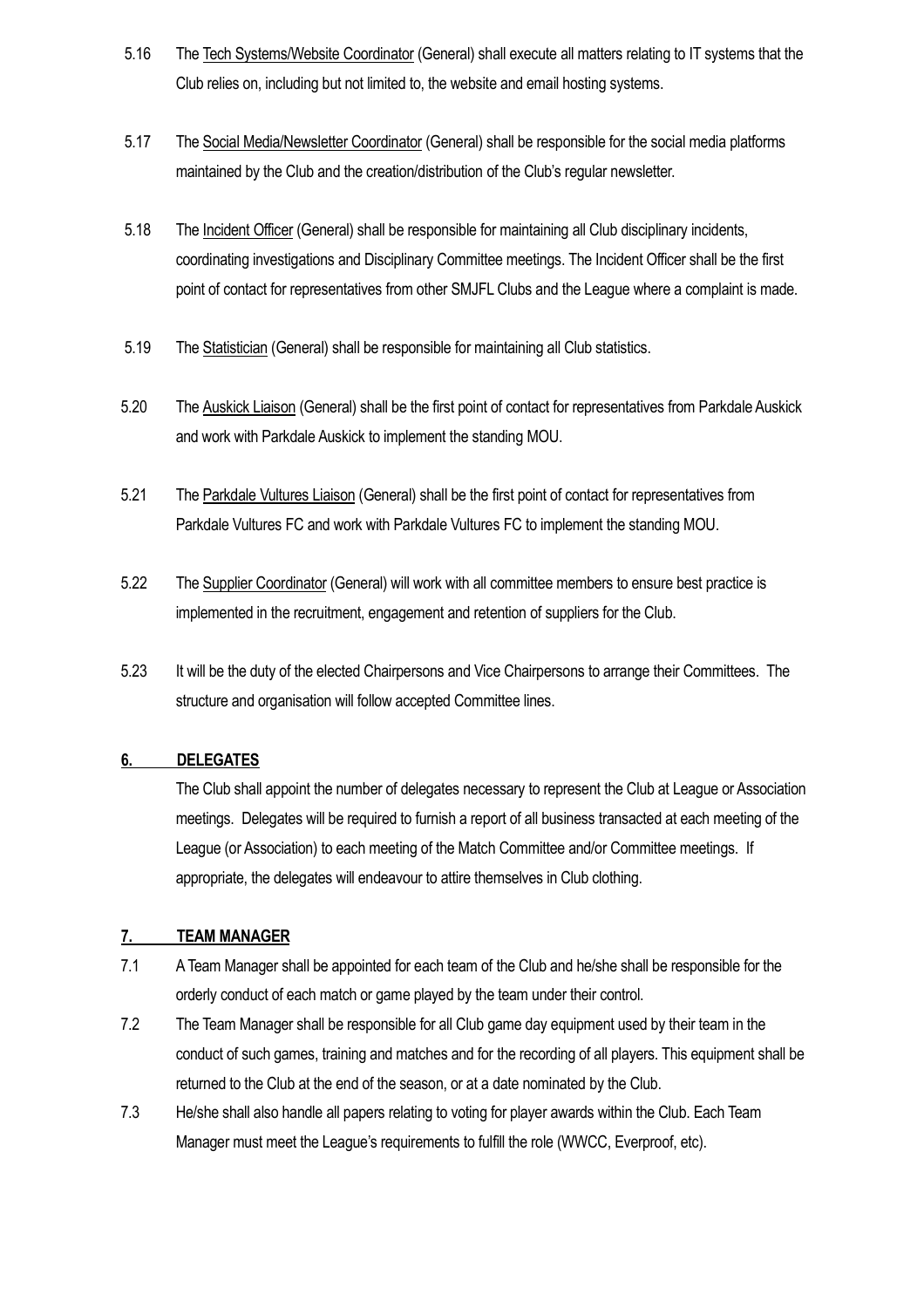5.16 The Tech Systems/Website Coordinator (General) shall execute all matters relating to IT systems that the Club relies on, including but not limited to, the website and email hosting systems.

5.17 The Social Media/Newsletter Coordinator (General) shall be responsible for the social media platforms maintained by the Club and the creation/distribution of the Club's regular newsletter.

5.18 The Incident Officer (General) shall be responsible for maintaining all Club disciplinary incidents, coordinating investigations and Disciplinary Committee meetings. The Incident Officer shall be the first point of contact for representatives from other SMJFL Clubs and the League where a complaint is made.

5.19 The Statistician (General) shall be responsible for maintaining all Club statistics.

5.20 The Auskick Liaison (General) shall be the first point of contact for representatives from Parkdale Auskick and work with Parkdale Auskick to implement the standing MOU.

5.21 The Parkdale Vultures Liaison (General) shall be the first point of contact for representatives from Parkdale Vultures FC and work with Parkdale Vultures FC to implement the standing MOU.

5.22 The Supplier Coordinator (General) will work with all committee members to ensure best practice is implemented in the recruitment, engagement and retention of suppliers for the Club.

5.23 It will be the duty of the elected Chairpersons and Vice Chairpersons to arrange their Committees. The structure and organisation will follow accepted Committee lines.

## 6. DELEGATES

The Club shall appoint the number of delegates necessary to represent the Club at League or Association meetings. Delegates will be required to furnish a report of all business transacted at each meeting of the League (or Association) to each meeting of the Match Committee and/or Committee meetings. If appropriate, the delegates will endeavour to attire themselves in Club clothing.

## 7. TEAM MANAGER

7.1 A Team Manager shall be appointed for each team of the Club and he/she shall be responsible for the orderly conduct of each match or game played by the team under their control.

7.2 The Team Manager shall be responsible for all Club game day equipment used by their team in the conduct of such games, training and matches and for the recording of all players. This equipment shall be returned to the Club at the end of the season, or at a date nominated by the Club.

7.3 He/she shall also handle all papers relating to voting for player awards within the Club. Each Team Manager must meet the League's requirements to fulfill the role (WWCC, Everproof, etc).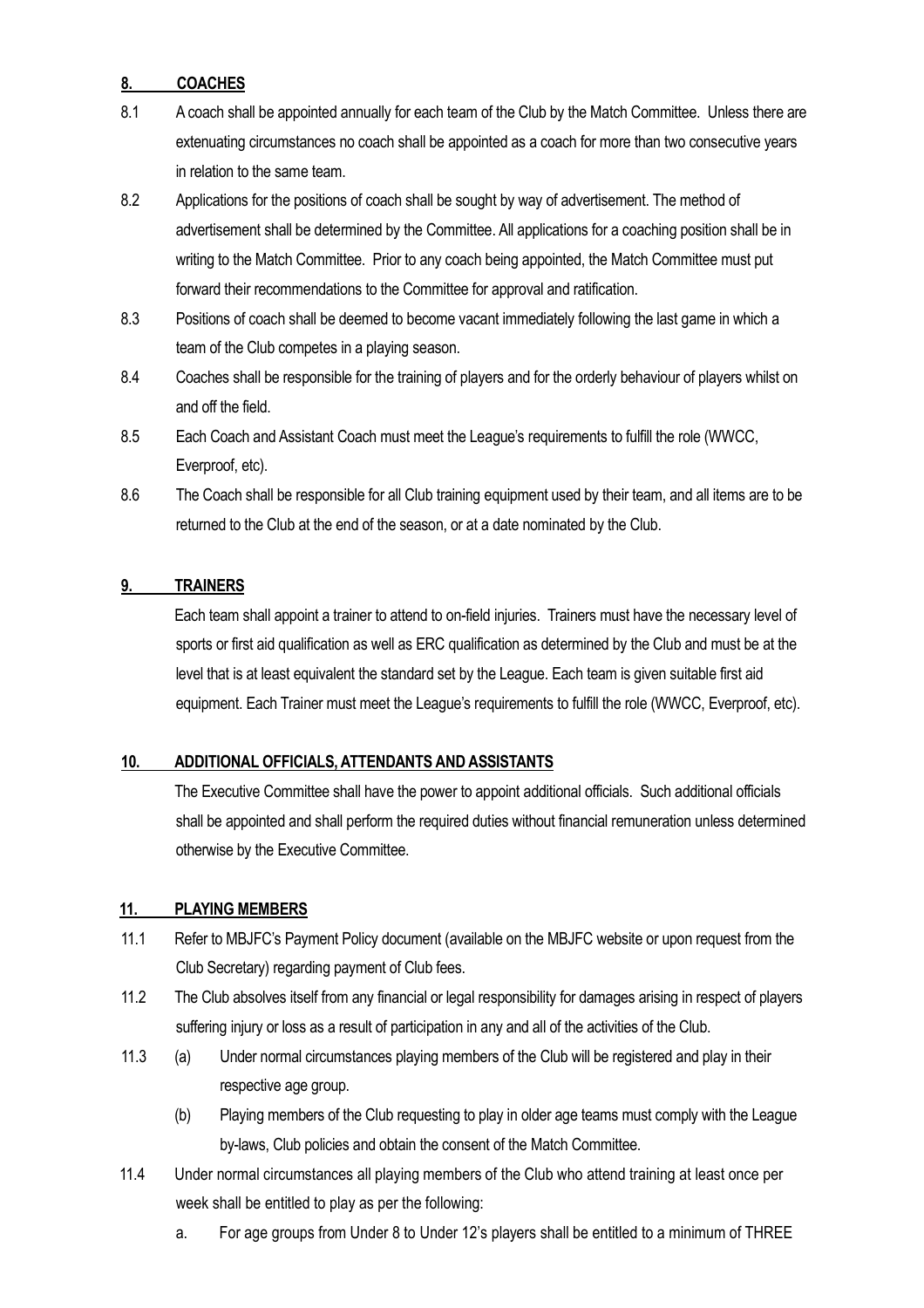## 8. COACHES

8.1 A coach shall be appointed annually for each team of the Club by the Match Committee. Unless there are extenuating circumstances no coach shall be appointed as a coach for more than two consecutive years in relation to the same team.

8.2 Applications for the positions of coach shall be sought by way of advertisement. The method of advertisement shall be determined by the Committee. All applications for a coaching position shall be in writing to the Match Committee. Prior to any coach being appointed, the Match Committee must put forward their recommendations to the Committee for approval and ratification.

8.3 Positions of coach shall be deemed to become vacant immediately following the last game in which a team of the Club competes in a playing season.

8.4 Coaches shall be responsible for the training of players and for the orderly behaviour of players whilst on and off the field.

8.5 Each Coach and Assistant Coach must meet the League's requirements to fulfill the role (WWCC, Everproof, etc).

8.6 The Coach shall be responsible for all Club training equipment used by their team, and all items are to be returned to the Club at the end of the season, or at a date nominated by the Club.

## 9. TRAINERS

Each team shall appoint a trainer to attend to on-field injuries. Trainers must have the necessary level of sports or first aid qualification as well as ERC qualification as determined by the Club and must be at the level that is at least equivalent the standard set by the League. Each team is given suitable first aid equipment. Each Trainer must meet the League's requirements to fulfill the role (WWCC, Everproof, etc).

## 10. ADDITIONAL OFFICIALS, ATTENDANTS AND ASSISTANTS

The Executive Committee shall have the power to appoint additional officials. Such additional officials shall be appointed and shall perform the required duties without financial remuneration unless determined otherwise by the Executive Committee.

## 11. PLAYING MEMBERS

11.1 Refer to MBJFC's Payment Policy document (available on the MBJFC website or upon request from the Club Secretary) regarding payment of Club fees.

11.2 The Club absolves itself from any financial or legal responsibility for damages arising in respect of players suffering injury or loss as a result of participation in any and all of the activities of the Club.

11.3 (a) Under normal circumstances playing members of the Club will be registered and play in their respective age group.

(b) Playing members of the Club requesting to play in older age teams must comply with the League by-laws, Club policies and obtain the consent of the Match Committee.

11.4 Under normal circumstances all playing members of the Club who attend training at least once per week shall be entitled to play as per the following:

a. For age groups from Under 8 to Under 12's players shall be entitled to a minimum of THREE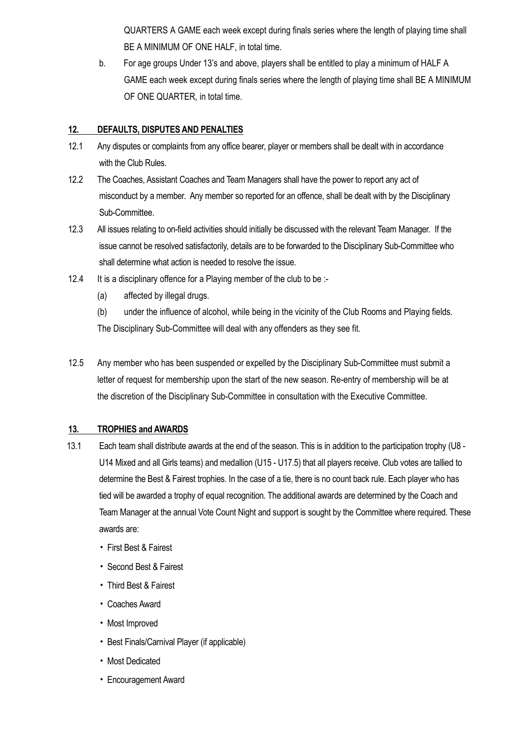QUARTERS A GAME each week except during finals series where the length of playing time shall BE A MINIMUM OF ONE HALF, in total time.

b. For age groups Under 13's and above, players shall be entitled to play a minimum of HALF A GAME each week except during finals series where the length of playing time shall BE A MINIMUM OF ONE QUARTER, in total time.

## 12. DEFAULTS, DISPUTES AND PENALTIES

12.1 Any disputes or complaints from any office bearer, player or members shall be dealt with in accordance with the Club Rules.

12.2 The Coaches, Assistant Coaches and Team Managers shall have the power to report any act of misconduct by a member. Any member so reported for an offence, shall be dealt with by the Disciplinary Sub-Committee.

12.3 All issues relating to on-field activities should initially be discussed with the relevant Team Manager. If the issue cannot be resolved satisfactorily, details are to be forwarded to the Disciplinary Sub-Committee who shall determine what action is needed to resolve the issue.

12.4 It is a disciplinary offence for a Playing member of the club to be :-

(a) affected by illegal drugs.

(b) under the influence of alcohol, while being in the vicinity of the Club Rooms and Playing fields.

The Disciplinary Sub-Committee will deal with any offenders as they see fit.

12.5 Any member who has been suspended or expelled by the Disciplinary Sub-Committee must submit a letter of request for membership upon the start of the new season. Re-entry of membership will be at the discretion of the Disciplinary Sub-Committee in consultation with the Executive Committee.

## 13. TROPHIES and AWARDS

13.1 Each team shall distribute awards at the end of the season. This is in addition to the participation trophy (U8 - U14 Mixed and all Girls teams) and medallion (U15 - U17.5) that all players receive. Club votes are tallied to determine the Best & Fairest trophies. In the case of a tie, there is no count back rule. Each player who has tied will be awarded a trophy of equal recognition. The additional awards are determined by the Coach and Team Manager at the annual Vote Count Night and support is sought by the Committee where required. These awards are:

- First Best & Fairest
- Second Best & Fairest
- Third Best & Fairest
- Coaches Award
- Most Improved
- Best Finals/Carnival Player (if applicable)
- Most Dedicated
- Encouragement Award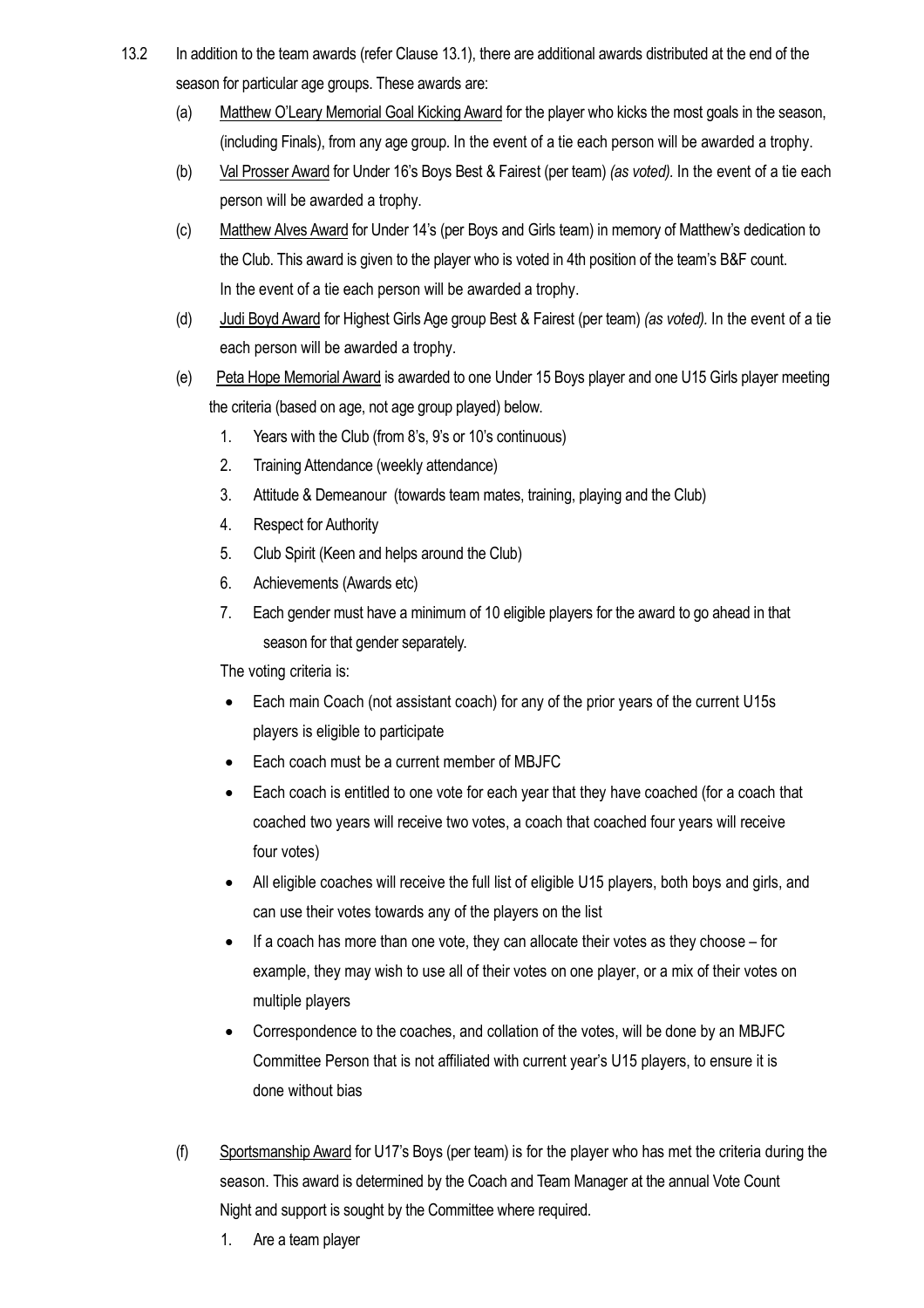13.2 In addition to the team awards (refer Clause 13.1), there are additional awards distributed at the end of the season for particular age groups. These awards are:

(a) Matthew O'Leary Memorial Goal Kicking Award for the player who kicks the most goals in the season, (including Finals), from any age group. In the event of a tie each person will be awarded a trophy.

(b) Val Prosser Award for Under 16's Boys Best & Fairest (per team) *(as voted).* In the event of a tie each person will be awarded a trophy.

(c) Matthew Alves Award for Under 14's (per Boys and Girls team) in memory of Matthew's dedication to the Club. This award is given to the player who is voted in 4th position of the team's B&F count. In the event of a tie each person will be awarded a trophy.

(d) Judi Boyd Award for Highest Girls Age group Best & Fairest (per team) *(as voted).* In the event of a tie each person will be awarded a trophy.

(e) Peta Hope Memorial Award is awarded to one Under 15 Boys player and one U15 Girls player meeting the criteria (based on age, not age group played) below.

1. Years with the Club (from 8's, 9's or 10's continuous)
2. Training Attendance (weekly attendance)
3. Attitude & Demeanour (towards team mates, training, playing and the Club)
4. Respect for Authority
5. Club Spirit (Keen and helps around the Club)
6. Achievements (Awards etc)
7. Each gender must have a minimum of 10 eligible players for the award to go ahead in that season for that gender separately.

The voting criteria is:

- Each main Coach (not assistant coach) for any of the prior years of the current U15s players is eligible to participate
- Each coach must be a current member of MBJFC
- Each coach is entitled to one vote for each year that they have coached (for a coach that coached two years will receive two votes, a coach that coached four years will receive four votes)
- All eligible coaches will receive the full list of eligible U15 players, both boys and girls, and can use their votes towards any of the players on the list
- If a coach has more than one vote, they can allocate their votes as they choose – for example, they may wish to use all of their votes on one player, or a mix of their votes on multiple players
- Correspondence to the coaches, and collation of the votes, will be done by an MBJFC Committee Person that is not affiliated with current year's U15 players, to ensure it is done without bias

(f) Sportsmanship Award for U17's Boys (per team) is for the player who has met the criteria during the season. This award is determined by the Coach and Team Manager at the annual Vote Count Night and support is sought by the Committee where required.

1. Are a team player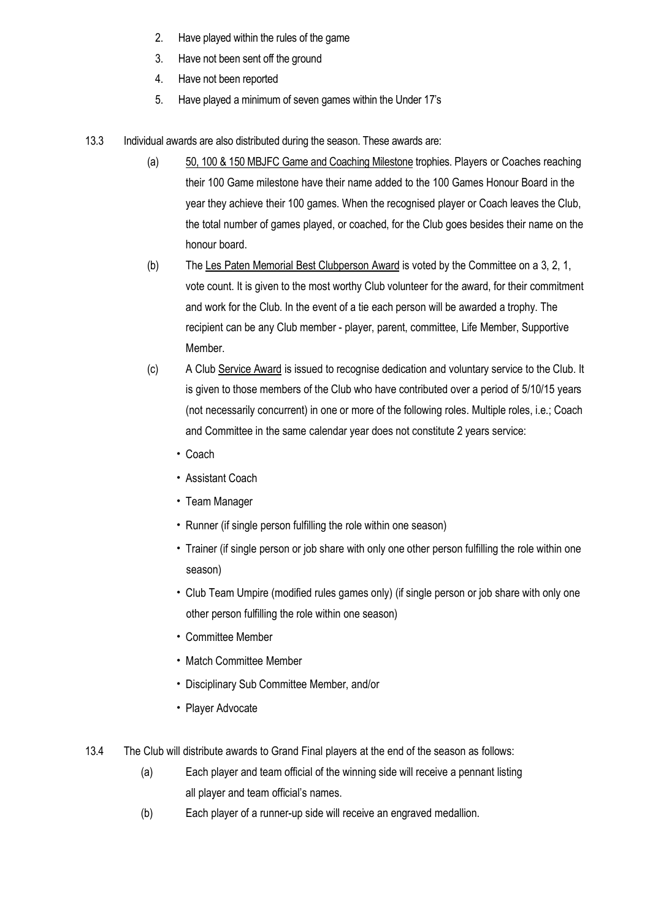2. Have played within the rules of the game
3. Have not been sent off the ground
4. Have not been reported
5. Have played a minimum of seven games within the Under 17's

13.3 Individual awards are also distributed during the season. These awards are:

(a) <u>50, 100 & 150 MBJFC Game and Coaching Milestone</u> trophies. Players or Coaches reaching their 100 Game milestone have their name added to the 100 Games Honour Board in the year they achieve their 100 games. When the recognised player or Coach leaves the Club, the total number of games played, or coached, for the Club goes besides their name on the honour board.

(b) The <u>Les Paten Memorial Best Clubperson Award</u> is voted by the Committee on a 3, 2, 1, vote count. It is given to the most worthy Club volunteer for the award, for their commitment and work for the Club. In the event of a tie each person will be awarded a trophy. The recipient can be any Club member - player, parent, committee, Life Member, Supportive Member.

(c) A Club <u>Service Award</u> is issued to recognise dedication and voluntary service to the Club. It is given to those members of the Club who have contributed over a period of 5/10/15 years (not necessarily concurrent) in one or more of the following roles. Multiple roles, i.e.; Coach and Committee in the same calendar year does not constitute 2 years service:

- Coach
- Assistant Coach
- Team Manager
- Runner (if single person fulfilling the role within one season)
- Trainer (if single person or job share with only one other person fulfilling the role within one season)
- Club Team Umpire (modified rules games only) (if single person or job share with only one other person fulfilling the role within one season)
- Committee Member
- Match Committee Member
- Disciplinary Sub Committee Member, and/or
- Player Advocate

13.4 The Club will distribute awards to Grand Final players at the end of the season as follows:

(a) Each player and team official of the winning side will receive a pennant listing all player and team official's names.

(b) Each player of a runner-up side will receive an engraved medallion.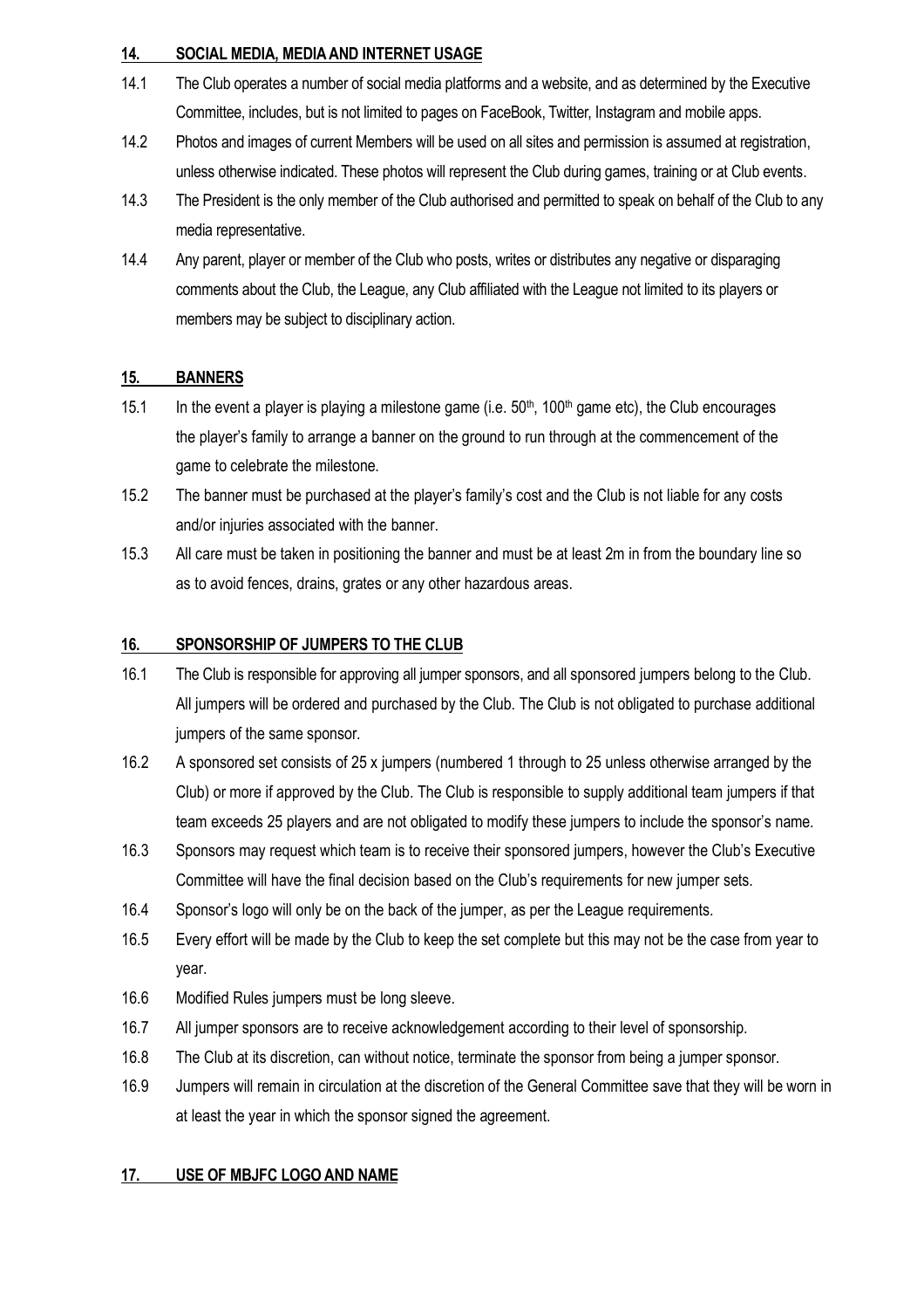## 14. SOCIAL MEDIA, MEDIA AND INTERNET USAGE

14.1 The Club operates a number of social media platforms and a website, and as determined by the Executive Committee, includes, but is not limited to pages on FaceBook, Twitter, Instagram and mobile apps.

14.2 Photos and images of current Members will be used on all sites and permission is assumed at registration, unless otherwise indicated. These photos will represent the Club during games, training or at Club events.

14.3 The President is the only member of the Club authorised and permitted to speak on behalf of the Club to any media representative.

14.4 Any parent, player or member of the Club who posts, writes or distributes any negative or disparaging comments about the Club, the League, any Club affiliated with the League not limited to its players or members may be subject to disciplinary action.

## 15. BANNERS

15.1 In the event a player is playing a milestone game (i.e. 50th, 100th game etc), the Club encourages the player's family to arrange a banner on the ground to run through at the commencement of the game to celebrate the milestone.

15.2 The banner must be purchased at the player's family's cost and the Club is not liable for any costs and/or injuries associated with the banner.

15.3 All care must be taken in positioning the banner and must be at least 2m in from the boundary line so as to avoid fences, drains, grates or any other hazardous areas.

## 16. SPONSORSHIP OF JUMPERS TO THE CLUB

16.1 The Club is responsible for approving all jumper sponsors, and all sponsored jumpers belong to the Club. All jumpers will be ordered and purchased by the Club. The Club is not obligated to purchase additional jumpers of the same sponsor.

16.2 A sponsored set consists of 25 x jumpers (numbered 1 through to 25 unless otherwise arranged by the Club) or more if approved by the Club. The Club is responsible to supply additional team jumpers if that team exceeds 25 players and are not obligated to modify these jumpers to include the sponsor's name.

16.3 Sponsors may request which team is to receive their sponsored jumpers, however the Club's Executive Committee will have the final decision based on the Club's requirements for new jumper sets.

16.4 Sponsor's logo will only be on the back of the jumper, as per the League requirements.

16.5 Every effort will be made by the Club to keep the set complete but this may not be the case from year to year.

16.6 Modified Rules jumpers must be long sleeve.

16.7 All jumper sponsors are to receive acknowledgement according to their level of sponsorship.

16.8 The Club at its discretion, can without notice, terminate the sponsor from being a jumper sponsor.

16.9 Jumpers will remain in circulation at the discretion of the General Committee save that they will be worn in at least the year in which the sponsor signed the agreement.

## 17. USE OF MBJFC LOGO AND NAME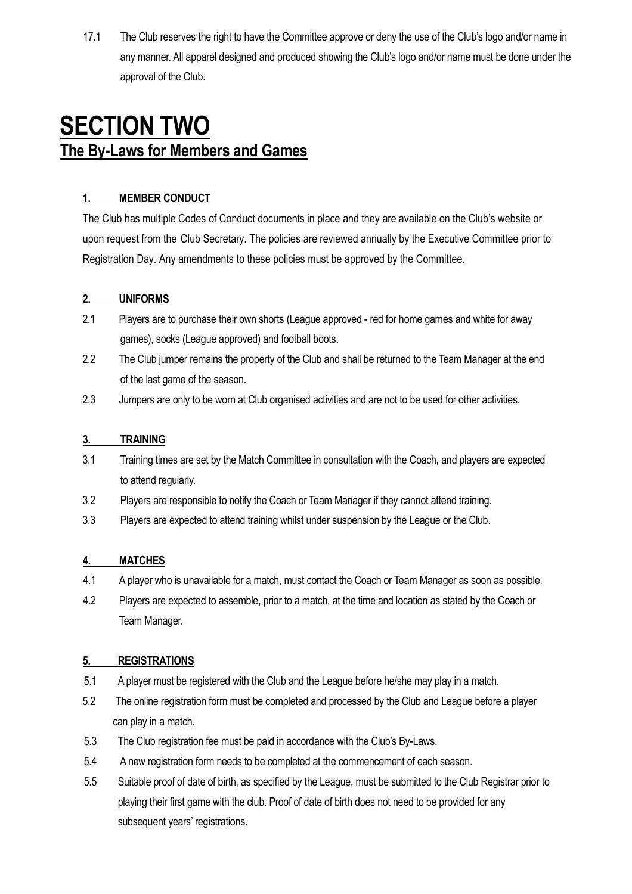17.1 The Club reserves the right to have the Committee approve or deny the use of the Club's logo and/or name in any manner. All apparel designed and produced showing the Club's logo and/or name must be done under the approval of the Club.

# SECTION TWO

## The By-Laws for Members and Games

### 1. MEMBER CONDUCT

The Club has multiple Codes of Conduct documents in place and they are available on the Club's website or upon request from the Club Secretary. The policies are reviewed annually by the Executive Committee prior to Registration Day. Any amendments to these policies must be approved by the Committee.

### 2. UNIFORMS

2.1 Players are to purchase their own shorts (League approved - red for home games and white for away games), socks (League approved) and football boots.

2.2 The Club jumper remains the property of the Club and shall be returned to the Team Manager at the end of the last game of the season.

2.3 Jumpers are only to be worn at Club organised activities and are not to be used for other activities.

### 3. TRAINING

3.1 Training times are set by the Match Committee in consultation with the Coach, and players are expected to attend regularly.

3.2 Players are responsible to notify the Coach or Team Manager if they cannot attend training.

3.3 Players are expected to attend training whilst under suspension by the League or the Club.

### 4. MATCHES

4.1 A player who is unavailable for a match, must contact the Coach or Team Manager as soon as possible.

4.2 Players are expected to assemble, prior to a match, at the time and location as stated by the Coach or Team Manager.

### 5. REGISTRATIONS

5.1 A player must be registered with the Club and the League before he/she may play in a match.

5.2 The online registration form must be completed and processed by the Club and League before a player can play in a match.

5.3 The Club registration fee must be paid in accordance with the Club's By-Laws.

5.4 A new registration form needs to be completed at the commencement of each season.

5.5 Suitable proof of date of birth, as specified by the League, must be submitted to the Club Registrar prior to playing their first game with the club. Proof of date of birth does not need to be provided for any subsequent years' registrations.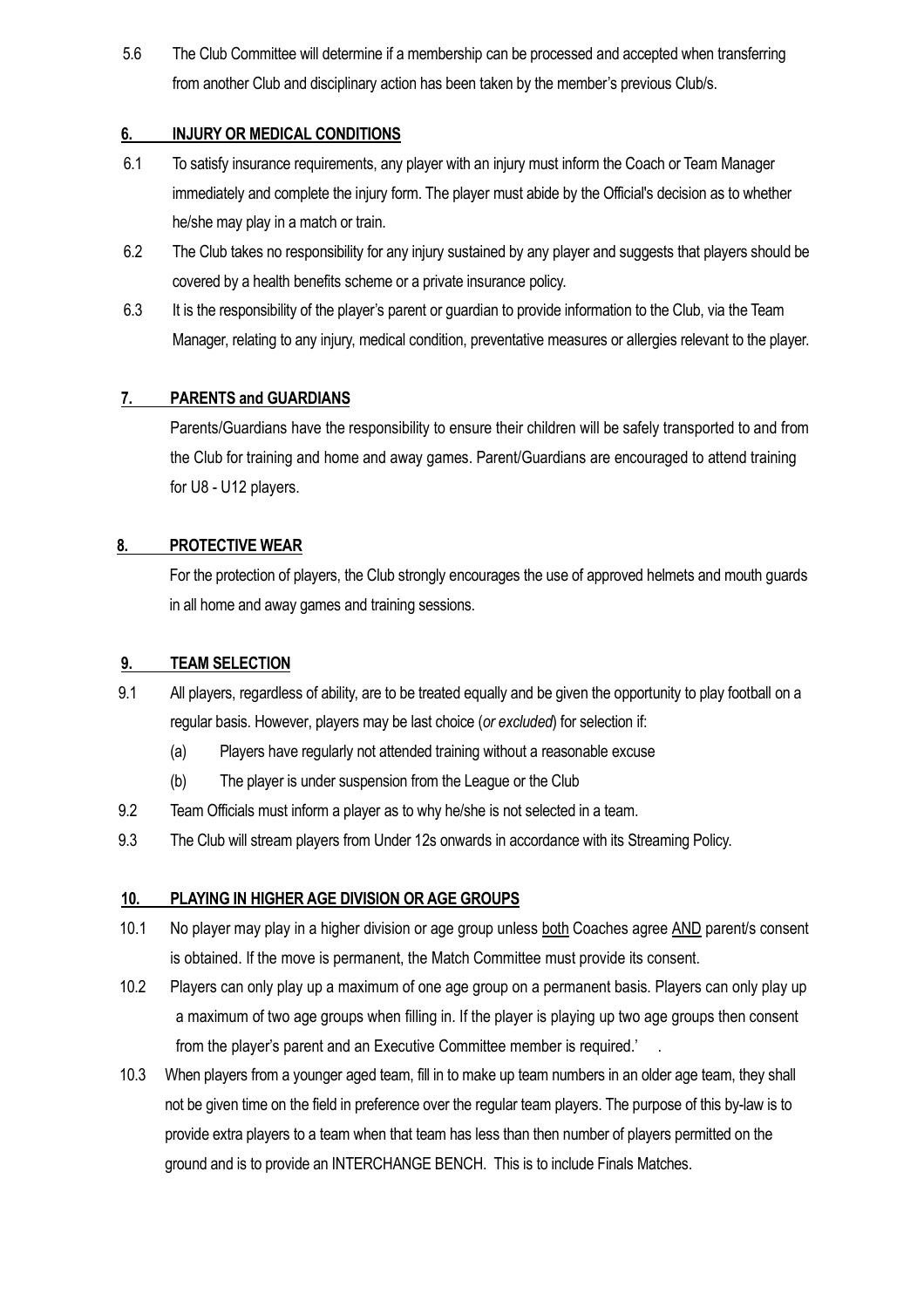5.6 The Club Committee will determine if a membership can be processed and accepted when transferring from another Club and disciplinary action has been taken by the member's previous Club/s.

## 6. INJURY OR MEDICAL CONDITIONS

6.1 To satisfy insurance requirements, any player with an injury must inform the Coach or Team Manager immediately and complete the injury form. The player must abide by the Official's decision as to whether he/she may play in a match or train.

6.2 The Club takes no responsibility for any injury sustained by any player and suggests that players should be covered by a health benefits scheme or a private insurance policy.

6.3 It is the responsibility of the player's parent or guardian to provide information to the Club, via the Team Manager, relating to any injury, medical condition, preventative measures or allergies relevant to the player.

## 7. PARENTS and GUARDIANS

Parents/Guardians have the responsibility to ensure their children will be safely transported to and from the Club for training and home and away games. Parent/Guardians are encouraged to attend training for U8 - U12 players.

## 8. PROTECTIVE WEAR

For the protection of players, the Club strongly encourages the use of approved helmets and mouth guards in all home and away games and training sessions.

## 9. TEAM SELECTION

9.1 All players, regardless of ability, are to be treated equally and be given the opportunity to play football on a regular basis. However, players may be last choice (*or excluded*) for selection if:

(a) Players have regularly not attended training without a reasonable excuse

(b) The player is under suspension from the League or the Club

9.2 Team Officials must inform a player as to why he/she is not selected in a team.

9.3 The Club will stream players from Under 12s onwards in accordance with its Streaming Policy.

## 10. PLAYING IN HIGHER AGE DIVISION OR AGE GROUPS

10.1 No player may play in a higher division or age group unless both Coaches agree AND parent/s consent is obtained. If the move is permanent, the Match Committee must provide its consent.

10.2 Players can only play up a maximum of one age group on a permanent basis. Players can only play up a maximum of two age groups when filling in. If the player is playing up two age groups then consent from the player's parent and an Executive Committee member is required.' .

10.3 When players from a younger aged team, fill in to make up team numbers in an older age team, they shall not be given time on the field in preference over the regular team players. The purpose of this by-law is to provide extra players to a team when that team has less than then number of players permitted on the ground and is to provide an INTERCHANGE BENCH. This is to include Finals Matches.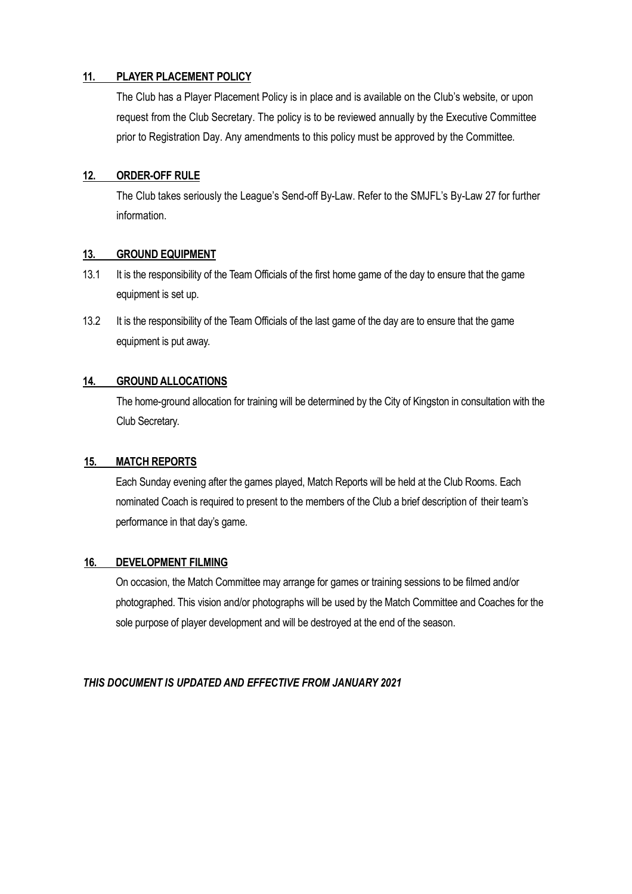## 11. PLAYER PLACEMENT POLICY

The Club has a Player Placement Policy is in place and is available on the Club's website, or upon request from the Club Secretary. The policy is to be reviewed annually by the Executive Committee prior to Registration Day. Any amendments to this policy must be approved by the Committee.

## 12. ORDER-OFF RULE

The Club takes seriously the League's Send-off By-Law. Refer to the SMJFL's By-Law 27 for further information.

## 13. GROUND EQUIPMENT

13.1 It is the responsibility of the Team Officials of the first home game of the day to ensure that the game equipment is set up.

13.2 It is the responsibility of the Team Officials of the last game of the day are to ensure that the game equipment is put away.

## 14. GROUND ALLOCATIONS

The home-ground allocation for training will be determined by the City of Kingston in consultation with the Club Secretary.

## 15. MATCH REPORTS

Each Sunday evening after the games played, Match Reports will be held at the Club Rooms. Each nominated Coach is required to present to the members of the Club a brief description of their team's performance in that day's game.

## 16. DEVELOPMENT FILMING

On occasion, the Match Committee may arrange for games or training sessions to be filmed and/or photographed. This vision and/or photographs will be used by the Match Committee and Coaches for the sole purpose of player development and will be destroyed at the end of the season.

***THIS DOCUMENT IS UPDATED AND EFFECTIVE FROM JANUARY 2021***